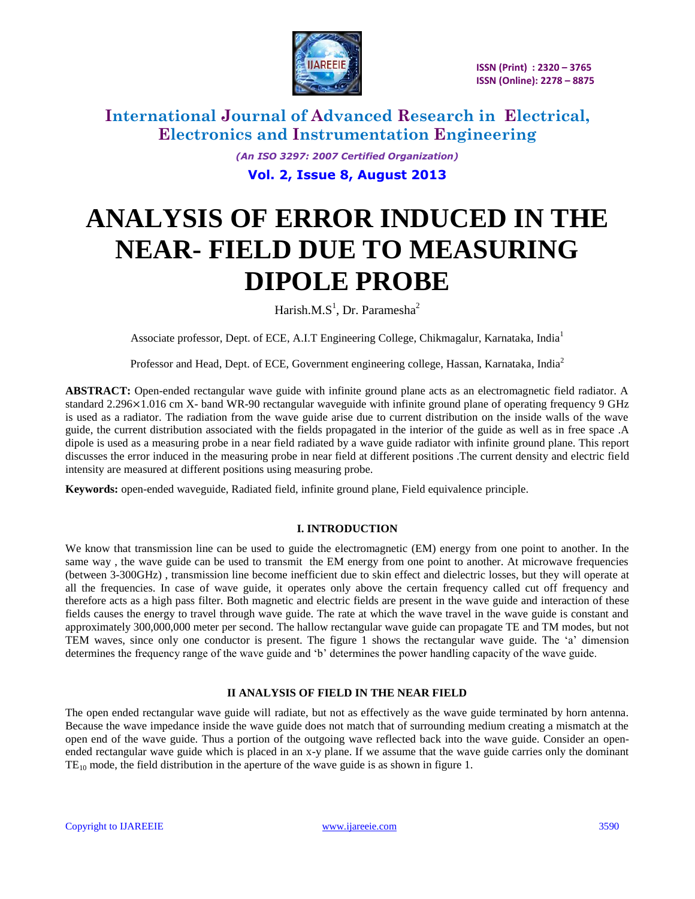# ANALYSIS OF ERROR INDUCED IN THE NEAR- FIELD DUE TO MEASURING DIPOLE PROBE

Harish.M.S[1], Dr. Paramesha[2]

Associate professor, Dept. of ECE, A.I.T Engineering College, Chikmagalur, Karnataka, India[1]

Professor and Head, Dept. of ECE, Government engineering college, Hassan, Karnataka, India[2]

**ABSTRACT:** Open-ended rectangular wave guide with infinite ground plane acts as an electromagnetic field radiator. A standard 2.296×1.016 cm X- band WR-90 rectangular waveguide with infinite ground plane of operating frequency 9 GHz is used as a radiator. The radiation from the wave guide arise due to current distribution on the inside walls of the wave guide, the current distribution associated with the fields propagated in the interior of the guide as well as in free space .A dipole is used as a measuring probe in a near field radiated by a wave guide radiator with infinite ground plane. This report discusses the error induced in the measuring probe in near field at different positions .The current density and electric field intensity are measured at different positions using measuring probe.

**Keywords:** open-ended waveguide, Radiated field, infinite ground plane, Field equivalence principle.

## I. INTRODUCTION

We know that transmission line can be used to guide the electromagnetic (EM) energy from one point to another. In the same way , the wave guide can be used to transmit the EM energy from one point to another. At microwave frequencies (between 3-300GHz) , transmission line become inefficient due to skin effect and dielectric losses, but they will operate at all the frequencies. In case of wave guide, it operates only above the certain frequency called cut off frequency and therefore acts as a high pass filter. Both magnetic and electric fields are present in the wave guide and interaction of these fields causes the energy to travel through wave guide. The rate at which the wave travel in the wave guide is constant and approximately 300,000,000 meter per second. The hallow rectangular wave guide can propagate TE and TM modes, but not TEM waves, since only one conductor is present. The figure 1 shows the rectangular wave guide. The 'a' dimension determines the frequency range of the wave guide and 'b' determines the power handling capacity of the wave guide.

## II ANALYSIS OF FIELD IN THE NEAR FIELD

The open ended rectangular wave guide will radiate, but not as effectively as the wave guide terminated by horn antenna. Because the wave impedance inside the wave guide does not match that of surrounding medium creating a mismatch at the open end of the wave guide. Thus a portion of the outgoing wave reflected back into the wave guide. Consider an open-ended rectangular wave guide which is placed in an x-y plane. If we assume that the wave guide carries only the dominant $TE_{10}$ mode, the field distribution in the aperture of the wave guide is as shown in figure 1.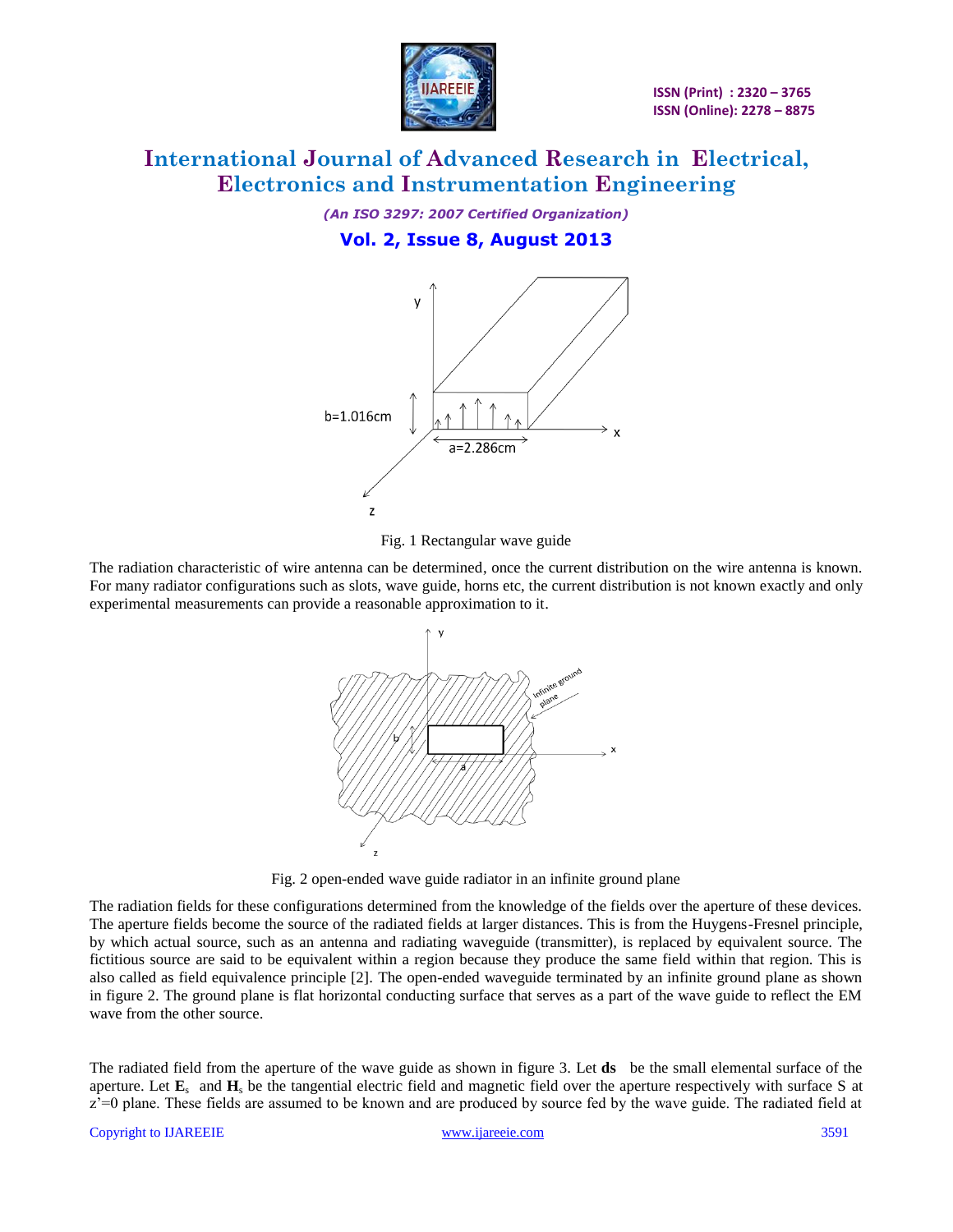Fig. 1 Rectangular wave guide

The radiation characteristic of wire antenna can be determined, once the current distribution on the wire antenna is known. For many radiator configurations such as slots, wave guide, horns etc, the current distribution is not known exactly and only experimental measurements can provide a reasonable approximation to it.

Fig. 2 open-ended wave guide radiator in an infinite ground plane

The radiation fields for these configurations determined from the knowledge of the fields over the aperture of these devices. The aperture fields become the source of the radiated fields at larger distances. This is from the Huygens-Fresnel principle, by which actual source, such as an antenna and radiating waveguide (transmitter), is replaced by equivalent source. The fictitious source are said to be equivalent within a region because they produce the same field within that region. This is also called as field equivalence principle [2]. The open-ended waveguide terminated by an infinite ground plane as shown in figure 2. The ground plane is flat horizontal conducting surface that serves as a part of the wave guide to reflect the EM wave from the other source.

The radiated field from the aperture of the wave guide as shown in figure 3. Let **ds** be the small elemental surface of the aperture. Let $\mathbf{E}_s$ and $\mathbf{H}_s$ be the tangential electric field and magnetic field over the aperture respectively with surface S at $z'=0$ plane. These fields are assumed to be known and are produced by source fed by the wave guide. The radiated field at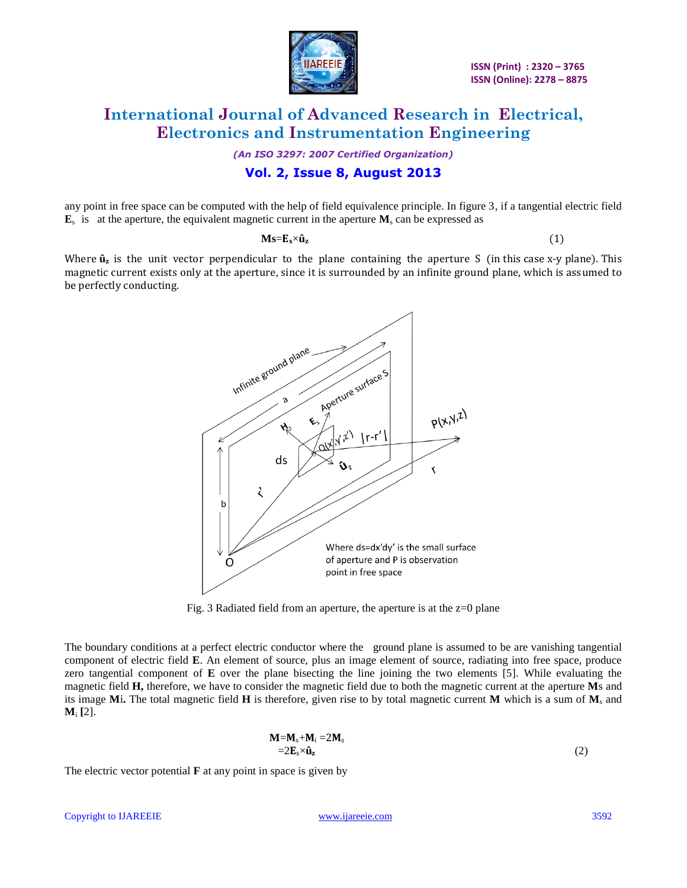any point in free space can be computed with the help of field equivalence principle. In figure 3, if a tangential electric field $\mathbf{E}_s$ is at the aperture, the equivalent magnetic current in the aperture $\mathbf{M}_s$ can be expressed as

$$\mathbf{Ms}=\mathbf{E_s}\times\hat{\mathbf{u}}_\mathbf{z} \tag{1}$$

Where $\hat{\mathbf{u}}_\mathbf{z}$ is the unit vector perpendicular to the plane containing the aperture S (in this case x-y plane). This magnetic current exists only at the aperture, since it is surrounded by an infinite ground plane, which is assumed to be perfectly conducting.

Fig. 3 Radiated field from an aperture, the aperture is at the z=0 plane

The boundary conditions at a perfect electric conductor where the ground plane is assumed to be are vanishing tangential component of electric field **E**. An element of source, plus an image element of source, radiating into free space, produce zero tangential component of **E** over the plane bisecting the line joining the two elements [5]. While evaluating the magnetic field **H,** therefore, we have to consider the magnetic field due to both the magnetic current at the aperture **M**s and its image **M**i**.** The total magnetic field **H** is therefore, given rise to by total magnetic current **M** which is a sum of $\mathbf{M}_s$ and $\mathbf{M}_i$ **[**2].

$$\mathbf{M}=\mathbf{M}_s+\mathbf{M}_i=2\mathbf{M}_s$$
$$=2\mathbf{E}_s\times\hat{\mathbf{u}}_\mathbf{z} \tag{2}$$

The electric vector potential **F** at any point in space is given by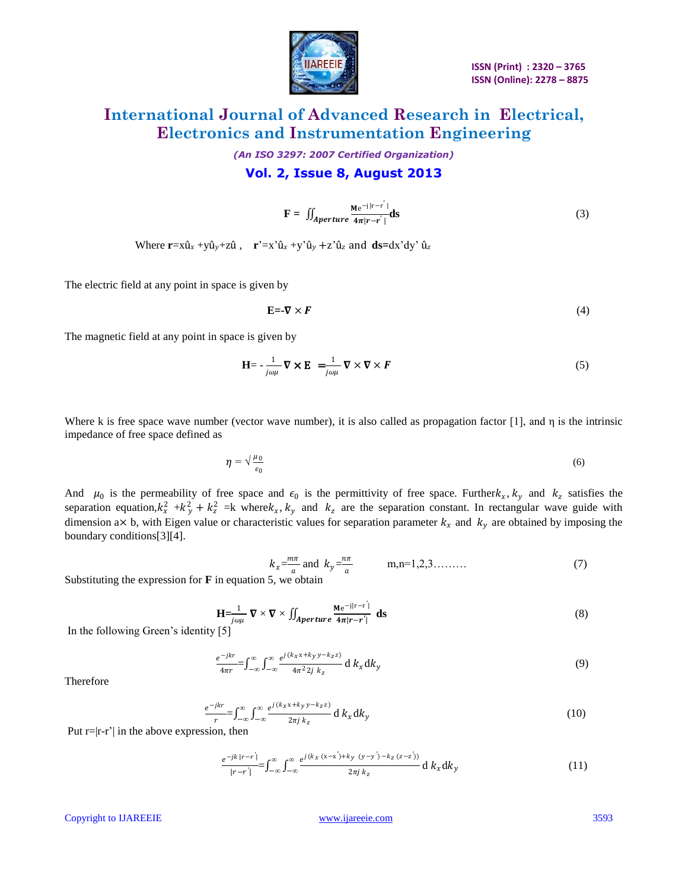$$\mathbf{F} = \iint_{Aperture} \frac{\mathbf{M}e^{-j|r-r'|}}{4\pi|r-r'|}\mathbf{ds} \tag{3}$$

Where $\mathbf{r}$=x$\hat{u}_x$ +y$\hat{u}_y$+z$\hat{u}$ , $\mathbf{r}'$=x'$\hat{u}_x$ +y'$\hat{u}_y$ +z'$\hat{u}_z$ and $\mathbf{ds}$=dx'dy' $\hat{u}_z$

The electric field at any point in space is given by

$$\mathbf{E} = -\nabla \times \boldsymbol{F} \tag{4}$$

The magnetic field at any point in space is given by

$$\mathbf{H} = -\frac{1}{j\omega\mu}\nabla \times \mathbf{E} = \frac{1}{j\omega\mu}\nabla \times \nabla \times \boldsymbol{F} \tag{5}$$

Where k is free space wave number (vector wave number), it is also called as propagation factor [1], and η is the intrinsic impedance of free space defined as

$$\eta = \sqrt{\frac{\mu_0}{\epsilon_0}} \tag{6}$$

And $\mu_0$ is the permeability of free space and $\epsilon_0$ is the permittivity of free space. Further$k_x, k_y$ and $k_z$ satisfies the separation equation,$k_x^2 + k_y^2 + k_z^2$ =k where$k_x, k_y$ and $k_z$ are the separation constant. In rectangular wave guide with dimension a× b, with Eigen value or characteristic values for separation parameter $k_x$ and $k_y$ are obtained by imposing the boundary conditions[3][4].

$$k_x = \frac{m\pi}{a} \text{ and } k_y = \frac{n\pi}{a} \qquad m,n=1,2,3\ldots\ldots\ldots \tag{7}$$

Substituting the expression for **F** in equation 5, we obtain

$$\mathbf{H} = \frac{1}{j\omega\mu}\nabla \times \nabla \times \iint_{Aperture} \frac{\mathbf{M}e^{-j|r-r'|}}{4\pi|r-r'|}\,\mathbf{ds} \tag{8}$$

In the following Green's identity [5]

$$\frac{e^{-jkr}}{4\pi r} = \int_{-\infty}^{\infty}\int_{-\infty}^{\infty} \frac{e^{j(k_x x + k_y y - k_z z)}}{4\pi^2 2j\, k_z}\, \mathrm{d}\, k_x \mathrm{d}k_y \tag{9}$$

Therefore

$$\frac{e^{-jkr}}{r} = \int_{-\infty}^{\infty}\int_{-\infty}^{\infty} \frac{e^{j(k_x x + k_y y - k_z z)}}{2\pi j\, k_z}\, \mathrm{d}\, k_x \mathrm{d}k_y \tag{10}$$

Put r=|r-r'| in the above expression, then

$$\frac{e^{-jk|r-r'|}}{|r-r'|} = \int_{-\infty}^{\infty}\int_{-\infty}^{\infty} \frac{e^{j(k_x(x-x') + k_y(y-y') - k_z(z-z'))}}{2\pi j\, k_z}\, \mathrm{d}\, k_x \mathrm{d}k_y \tag{11}$$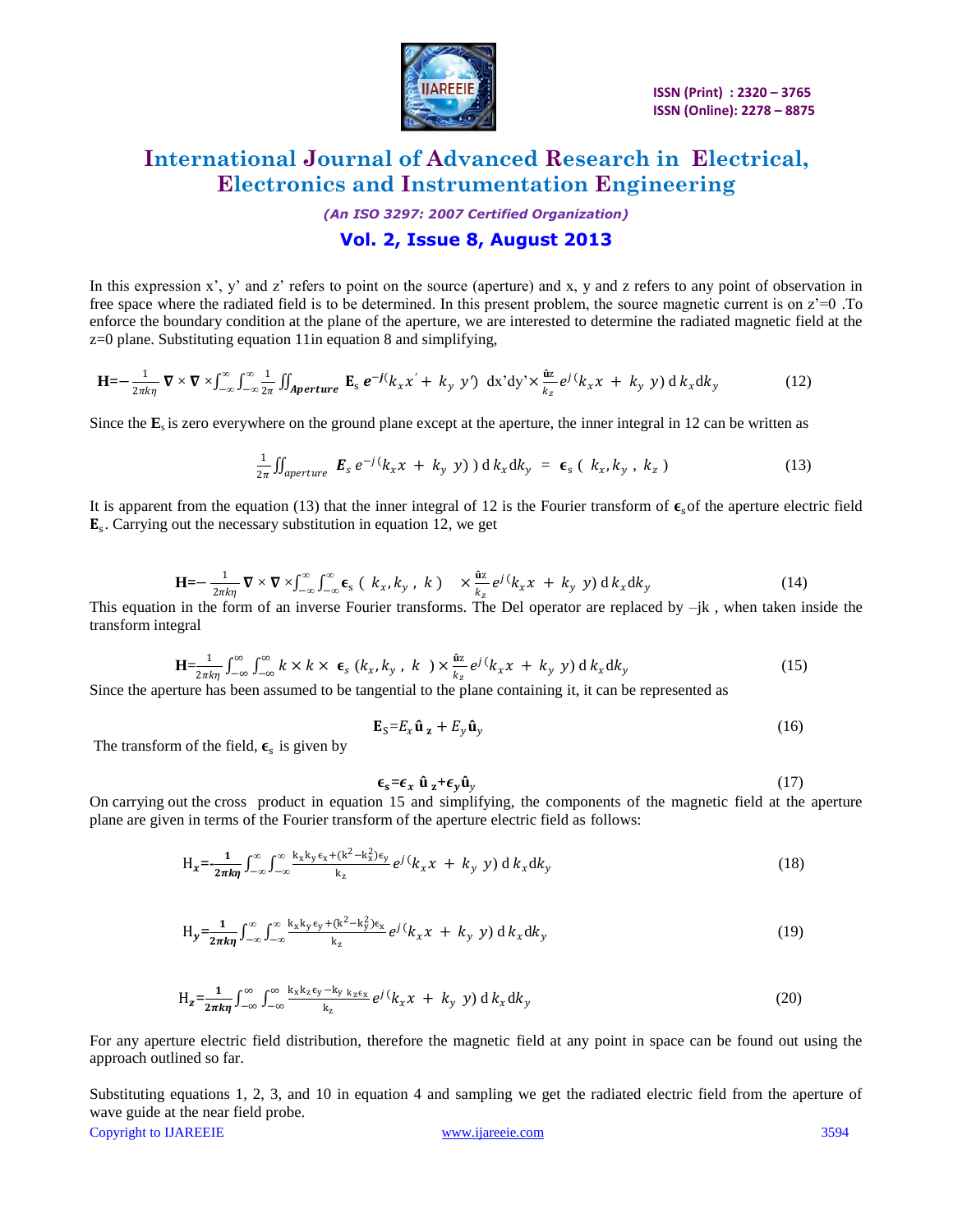In this expression x', y' and z' refers to point on the source (aperture) and x, y and z refers to any point of observation in free space where the radiated field is to be determined. In this present problem, the source magnetic current is on z'=0 .To enforce the boundary condition at the plane of the aperture, we are interested to determine the radiated magnetic field at the z=0 plane. Substituting equation 11in equation 8 and simplifying,

$$\mathbf{H}=-\frac{1}{2\pi k\eta}\,\nabla\times\nabla\times\int_{-\infty}^{\infty}\int_{-\infty}^{\infty}\frac{1}{2\pi}\iint_{Aperture}\mathbf{E}_s\,e^{-j(k_x x'+\,k_y\,y')}\,\mathrm{d}x'\mathrm{d}y'\times\frac{\hat{\mathbf{u}}\mathbf{z}}{k_z}e^{j(k_x x\,+\,k_y\,y)}\,\mathrm{d}\,k_x\mathrm{d}k_y \tag{12}$$

Since the $\mathbf{E}_s$ is zero everywhere on the ground plane except at the aperture, the inner integral in 12 can be written as

$$\frac{1}{2\pi}\iint_{aperture}\boldsymbol{E}_s\,e^{-j(k_x x\,+\,k_y\,y)})\,\mathrm{d}\,k_x\mathrm{d}k_y\;=\;\boldsymbol{\epsilon}_s\,(\,k_x,k_y\,,\,k_z\,) \tag{13}$$

It is apparent from the equation (13) that the inner integral of 12 is the Fourier transform of $\boldsymbol{\epsilon}_s$ of the aperture electric field $\mathbf{E}_s$. Carrying out the necessary substitution in equation 12, we get

$$\mathbf{H}=-\frac{1}{2\pi k\eta}\,\nabla\times\nabla\times\int_{-\infty}^{\infty}\int_{-\infty}^{\infty}\boldsymbol{\epsilon}_s\,(\,k_x,k_y\,,\,k\,)\quad\times\frac{\hat{\mathbf{u}}\mathbf{z}}{k_z}e^{j(k_x x\,+\,k_y\,y)}\,\mathrm{d}\,k_x\mathrm{d}k_y \tag{14}$$

This equation in the form of an inverse Fourier transforms. The Del operator are replaced by –jk , when taken inside the transform integral

$$\mathbf{H}=\frac{1}{2\pi k\eta}\int_{-\infty}^{\infty}\int_{-\infty}^{\infty}k\times k\times\,\boldsymbol{\epsilon}_s\,(k_x,k_y\,,\,k\,)\times\frac{\hat{\mathbf{u}}\mathbf{z}}{k_z}e^{j(k_x x\,+\,k_y\,y)}\,\mathrm{d}\,k_x\mathrm{d}k_y \tag{15}$$

Since the aperture has been assumed to be tangential to the plane containing it, it can be represented as

$$\mathbf{E}_S=E_x\,\hat{\mathbf{u}}_{\,\mathbf{z}}+E_y\hat{\mathbf{u}}_y \tag{16}$$

The transform of the field, $\boldsymbol{\epsilon}_s$ is given by

$$\boldsymbol{\epsilon}_s=\epsilon_x\,\hat{\mathbf{u}}_{\,z}+\epsilon_y\hat{\mathbf{u}}_y \tag{17}$$

On carrying out the cross product in equation 15 and simplifying, the components of the magnetic field at the aperture plane are given in terms of the Fourier transform of the aperture electric field as follows:

$$\mathrm{H}_x=-\frac{1}{2\pi k\eta}\int_{-\infty}^{\infty}\int_{-\infty}^{\infty}\frac{k_x k_y\epsilon_x+(k^2-k_x^2)\epsilon_y}{k_z}e^{j(k_x x\,+\,k_y\,y)}\,\mathrm{d}\,k_x\mathrm{d}k_y \tag{18}$$

$$\mathrm{H}_y=\frac{1}{2\pi k\eta}\int_{-\infty}^{\infty}\int_{-\infty}^{\infty}\frac{k_x k_y\epsilon_y+(k^2-k_y^2)\epsilon_x}{k_z}e^{j(k_x x\,+\,k_y\,y)}\,\mathrm{d}\,k_x\mathrm{d}k_y \tag{19}$$

$$\mathrm{H}_z=\frac{1}{2\pi k\eta}\int_{-\infty}^{\infty}\int_{-\infty}^{\infty}\frac{k_x k_z\epsilon_y-k_y\,k_z\epsilon_x}{k_z}e^{j(k_x x\,+\,k_y\,y)}\,\mathrm{d}\,k_x\mathrm{d}k_y \tag{20}$$

For any aperture electric field distribution, therefore the magnetic field at any point in space can be found out using the approach outlined so far.

Substituting equations 1, 2, 3, and 10 in equation 4 and sampling we get the radiated electric field from the aperture of wave guide at the near field probe.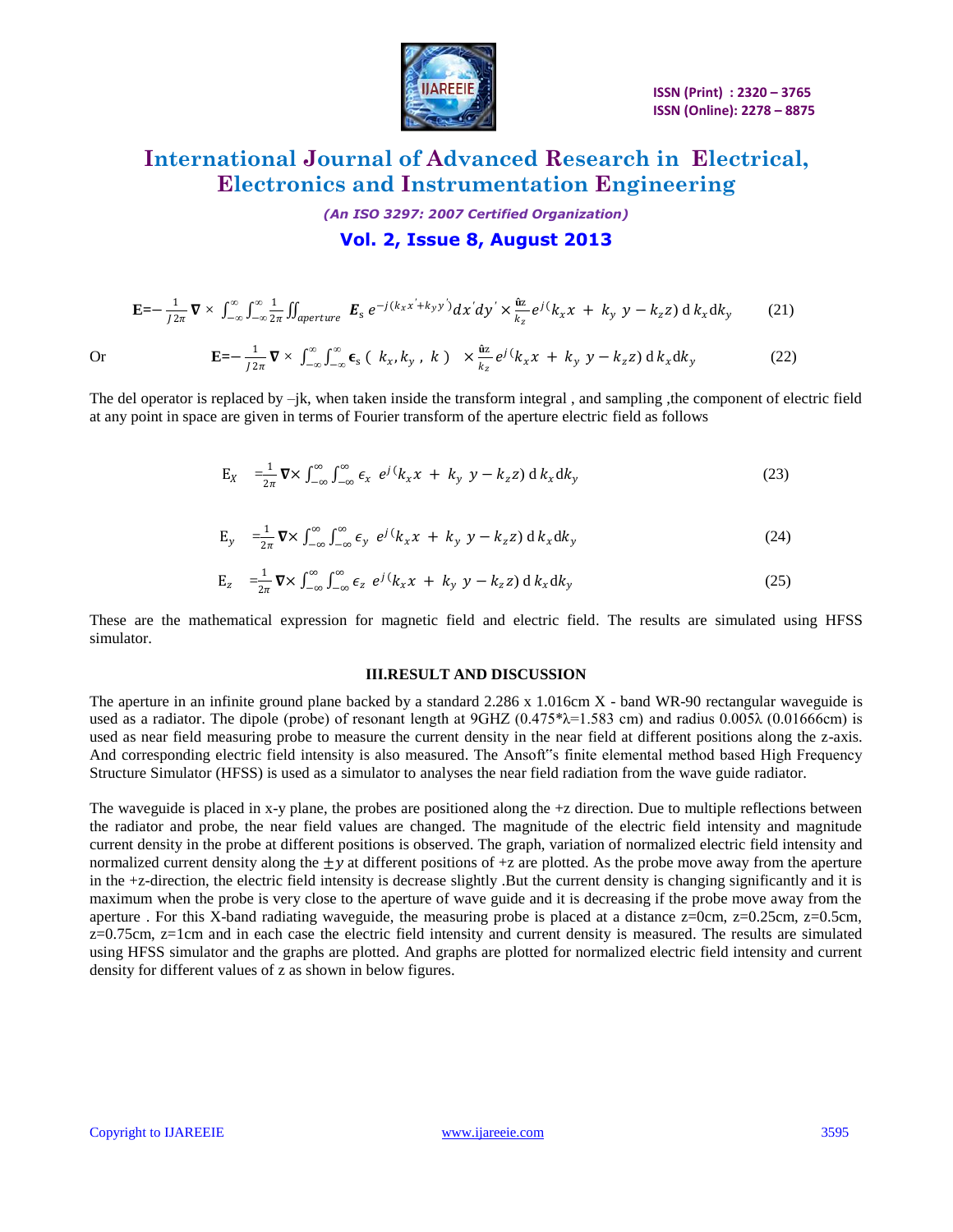$$\mathbf{E}=-\frac{1}{J2\pi}\nabla\times\int_{-\infty}^{\infty}\int_{-\infty}^{\infty}\frac{1}{2\pi}\iint_{aperture}\boldsymbol{E}_s\,e^{-j(k_x x'+k_y y')}dx'dy'\times\frac{\hat{\mathbf{u}}\mathbf{z}}{k_z}e^{j(k_x x\,+\,k_y\,y-k_z z)}\,\mathrm{d}\,k_x\mathrm{d}k_y \qquad (21)$$

Or

$$\mathbf{E}=-\frac{1}{J2\pi}\nabla\times\int_{-\infty}^{\infty}\int_{-\infty}^{\infty}\boldsymbol{\epsilon}_s\,(\,k_x,k_y\,,\,k\,)\quad\times\frac{\hat{\mathbf{u}}\mathbf{z}}{k_z}e^{j(k_x x\,+\,k_y\,y-k_z z)}\,\mathrm{d}\,k_x\mathrm{d}k_y \qquad (22)$$

The del operator is replaced by –jk, when taken inside the transform integral , and sampling ,the component of electric field at any point in space are given in terms of Fourier transform of the aperture electric field as follows

$$\mathrm{E}_X \quad =\frac{1}{2\pi}\nabla\times\int_{-\infty}^{\infty}\int_{-\infty}^{\infty}\epsilon_x\;e^{j(k_x x\,+\,k_y\,y-k_z z)}\,\mathrm{d}\,k_x\mathrm{d}k_y \qquad (23)$$

$$\mathrm{E}_y \quad =\frac{1}{2\pi}\nabla\times\int_{-\infty}^{\infty}\int_{-\infty}^{\infty}\epsilon_y\;e^{j(k_x x\,+\,k_y\,y-k_z z)}\,\mathrm{d}\,k_x\mathrm{d}k_y \qquad (24)$$

$$\mathrm{E}_z \quad =\frac{1}{2\pi}\nabla\times\int_{-\infty}^{\infty}\int_{-\infty}^{\infty}\epsilon_z\;e^{j(k_x x\,+\,k_y\,y-k_z z)}\,\mathrm{d}\,k_x\mathrm{d}k_y \qquad (25)$$

These are the mathematical expression for magnetic field and electric field. The results are simulated using HFSS simulator.

## III.RESULT AND DISCUSSION

The aperture in an infinite ground plane backed by a standard 2.286 x 1.016cm X - band WR-90 rectangular waveguide is used as a radiator. The dipole (probe) of resonant length at 9GHZ (0.475*λ=1.583 cm) and radius 0.005λ (0.01666cm) is used as near field measuring probe to measure the current density in the near field at different positions along the z-axis. And corresponding electric field intensity is also measured. The Ansoft"s finite elemental method based High Frequency Structure Simulator (HFSS) is used as a simulator to analyses the near field radiation from the wave guide radiator.

The waveguide is placed in x-y plane, the probes are positioned along the +z direction. Due to multiple reflections between the radiator and probe, the near field values are changed. The magnitude of the electric field intensity and magnitude current density in the probe at different positions is observed. The graph, variation of normalized electric field intensity and normalized current density along the $\pm y$ at different positions of +z are plotted. As the probe move away from the aperture in the +z-direction, the electric field intensity is decrease slightly .But the current density is changing significantly and it is maximum when the probe is very close to the aperture of wave guide and it is decreasing if the probe move away from the aperture . For this X-band radiating waveguide, the measuring probe is placed at a distance z=0cm, z=0.25cm, z=0.5cm, z=0.75cm, z=1cm and in each case the electric field intensity and current density is measured. The results are simulated using HFSS simulator and the graphs are plotted. And graphs are plotted for normalized electric field intensity and current density for different values of z as shown in below figures.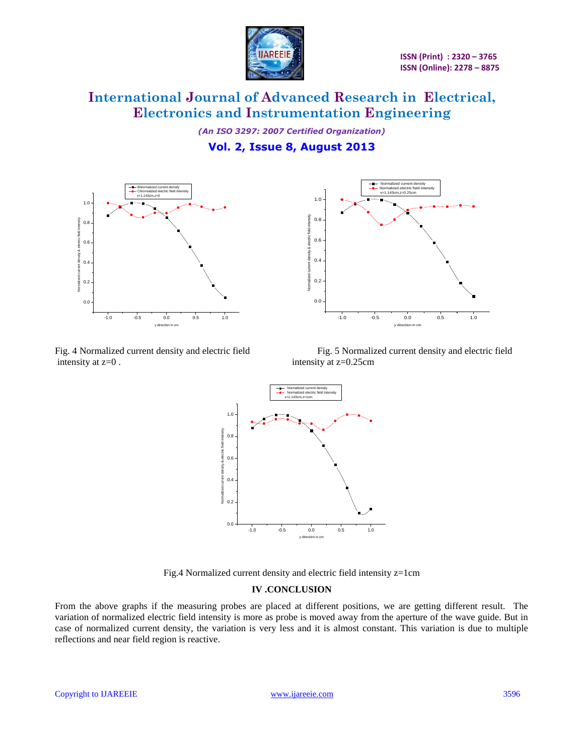Fig. 4 Normalized current density and electric field intensity at z=0 .

Fig. 5 Normalized current density and electric field intensity at z=0.25cm

Fig.4 Normalized current density and electric field intensity z=1cm

## IV .CONCLUSION

From the above graphs if the measuring probes are placed at different positions, we are getting different result. The variation of normalized electric field intensity is more as probe is moved away from the aperture of the wave guide. But in case of normalized current density, the variation is very less and it is almost constant. This variation is due to multiple reflections and near field region is reactive.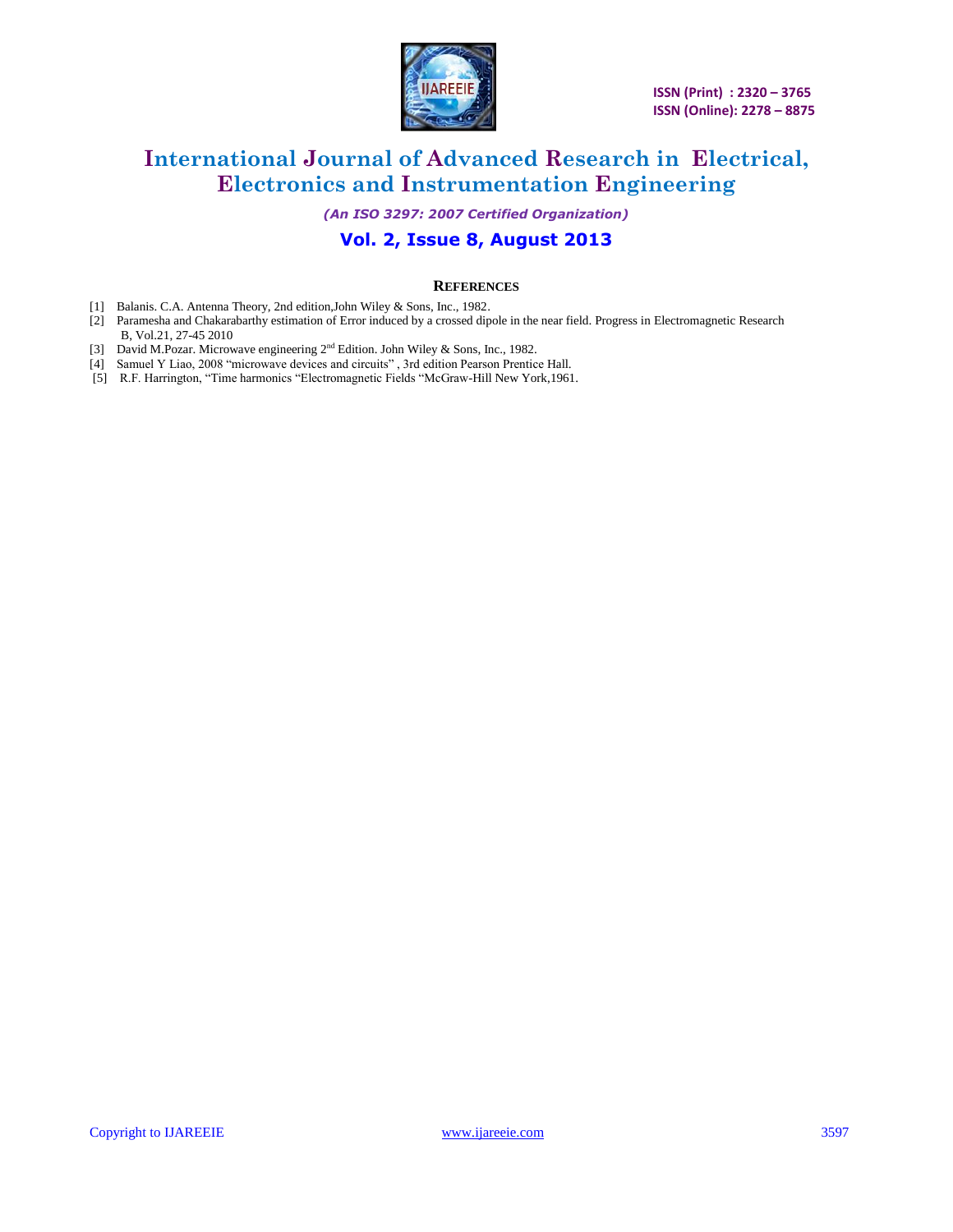## REFERENCES

[1] Balanis. C.A. Antenna Theory, 2nd edition,John Wiley & Sons, Inc., 1982.

[2] Paramesha and Chakarabarthy estimation of Error induced by a crossed dipole in the near field. Progress in Electromagnetic Research B, Vol.21, 27-45 2010

[3] David M.Pozar. Microwave engineering 2nd Edition. John Wiley & Sons, Inc., 1982.

[4] Samuel Y Liao, 2008 "microwave devices and circuits" , 3rd edition Pearson Prentice Hall.

[5] R.F. Harrington, "Time harmonics "Electromagnetic Fields "McGraw-Hill New York,1961.